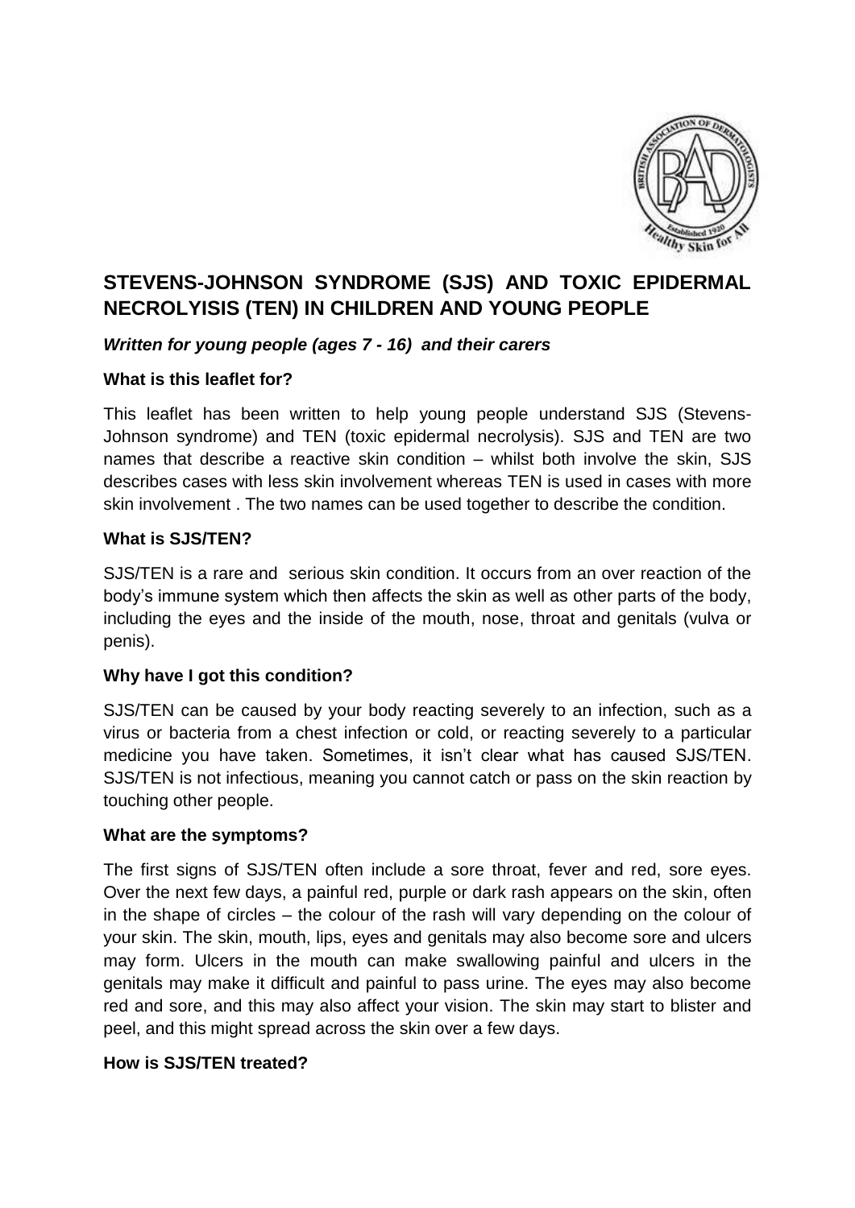# STEVENS-JOHNSON SYNDROME (SJS) AND TOXIC EPIDERMAL NECROLYISIS (TEN) IN CHILDREN AND YOUNG PEOPLE

***Written for young people (ages 7 - 16) and their carers***

### What is this leaflet for?

This leaflet has been written to help young people understand SJS (Stevens-Johnson syndrome) and TEN (toxic epidermal necrolysis). SJS and TEN are two names that describe a reactive skin condition – whilst both involve the skin, SJS describes cases with less skin involvement whereas TEN is used in cases with more skin involvement . The two names can be used together to describe the condition.

### What is SJS/TEN?

SJS/TEN is a rare and serious skin condition. It occurs from an over reaction of the body's immune system which then affects the skin as well as other parts of the body, including the eyes and the inside of the mouth, nose, throat and genitals (vulva or penis).

### Why have I got this condition?

SJS/TEN can be caused by your body reacting severely to an infection, such as a virus or bacteria from a chest infection or cold, or reacting severely to a particular medicine you have taken. Sometimes, it isn't clear what has caused SJS/TEN. SJS/TEN is not infectious, meaning you cannot catch or pass on the skin reaction by touching other people.

### What are the symptoms?

The first signs of SJS/TEN often include a sore throat, fever and red, sore eyes. Over the next few days, a painful red, purple or dark rash appears on the skin, often in the shape of circles – the colour of the rash will vary depending on the colour of your skin. The skin, mouth, lips, eyes and genitals may also become sore and ulcers may form. Ulcers in the mouth can make swallowing painful and ulcers in the genitals may make it difficult and painful to pass urine. The eyes may also become red and sore, and this may also affect your vision. The skin may start to blister and peel, and this might spread across the skin over a few days.

### How is SJS/TEN treated?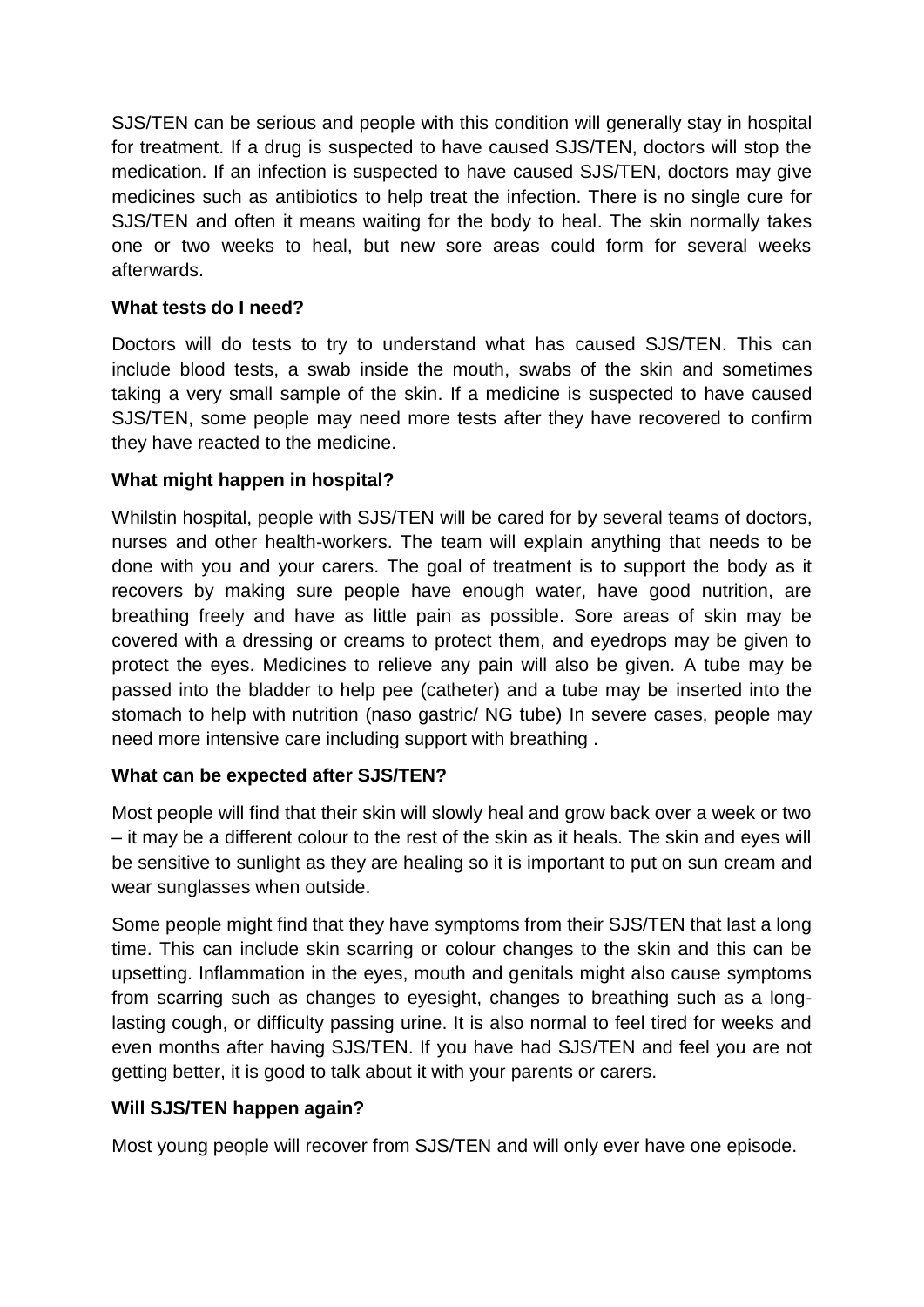SJS/TEN can be serious and people with this condition will generally stay in hospital for treatment. If a drug is suspected to have caused SJS/TEN, doctors will stop the medication. If an infection is suspected to have caused SJS/TEN, doctors may give medicines such as antibiotics to help treat the infection. There is no single cure for SJS/TEN and often it means waiting for the body to heal. The skin normally takes one or two weeks to heal, but new sore areas could form for several weeks afterwards.

**What tests do I need?**

Doctors will do tests to try to understand what has caused SJS/TEN. This can include blood tests, a swab inside the mouth, swabs of the skin and sometimes taking a very small sample of the skin. If a medicine is suspected to have caused SJS/TEN, some people may need more tests after they have recovered to confirm they have reacted to the medicine.

**What might happen in hospital?**

Whilstin hospital, people with SJS/TEN will be cared for by several teams of doctors, nurses and other health-workers. The team will explain anything that needs to be done with you and your carers. The goal of treatment is to support the body as it recovers by making sure people have enough water, have good nutrition, are breathing freely and have as little pain as possible. Sore areas of skin may be covered with a dressing or creams to protect them, and eyedrops may be given to protect the eyes. Medicines to relieve any pain will also be given. A tube may be passed into the bladder to help pee (catheter) and a tube may be inserted into the stomach to help with nutrition (naso gastric/ NG tube) In severe cases, people may need more intensive care including support with breathing .

**What can be expected after SJS/TEN?**

Most people will find that their skin will slowly heal and grow back over a week or two – it may be a different colour to the rest of the skin as it heals. The skin and eyes will be sensitive to sunlight as they are healing so it is important to put on sun cream and wear sunglasses when outside.

Some people might find that they have symptoms from their SJS/TEN that last a long time. This can include skin scarring or colour changes to the skin and this can be upsetting. Inflammation in the eyes, mouth and genitals might also cause symptoms from scarring such as changes to eyesight, changes to breathing such as a long-lasting cough, or difficulty passing urine. It is also normal to feel tired for weeks and even months after having SJS/TEN. If you have had SJS/TEN and feel you are not getting better, it is good to talk about it with your parents or carers.

**Will SJS/TEN happen again?**

Most young people will recover from SJS/TEN and will only ever have one episode.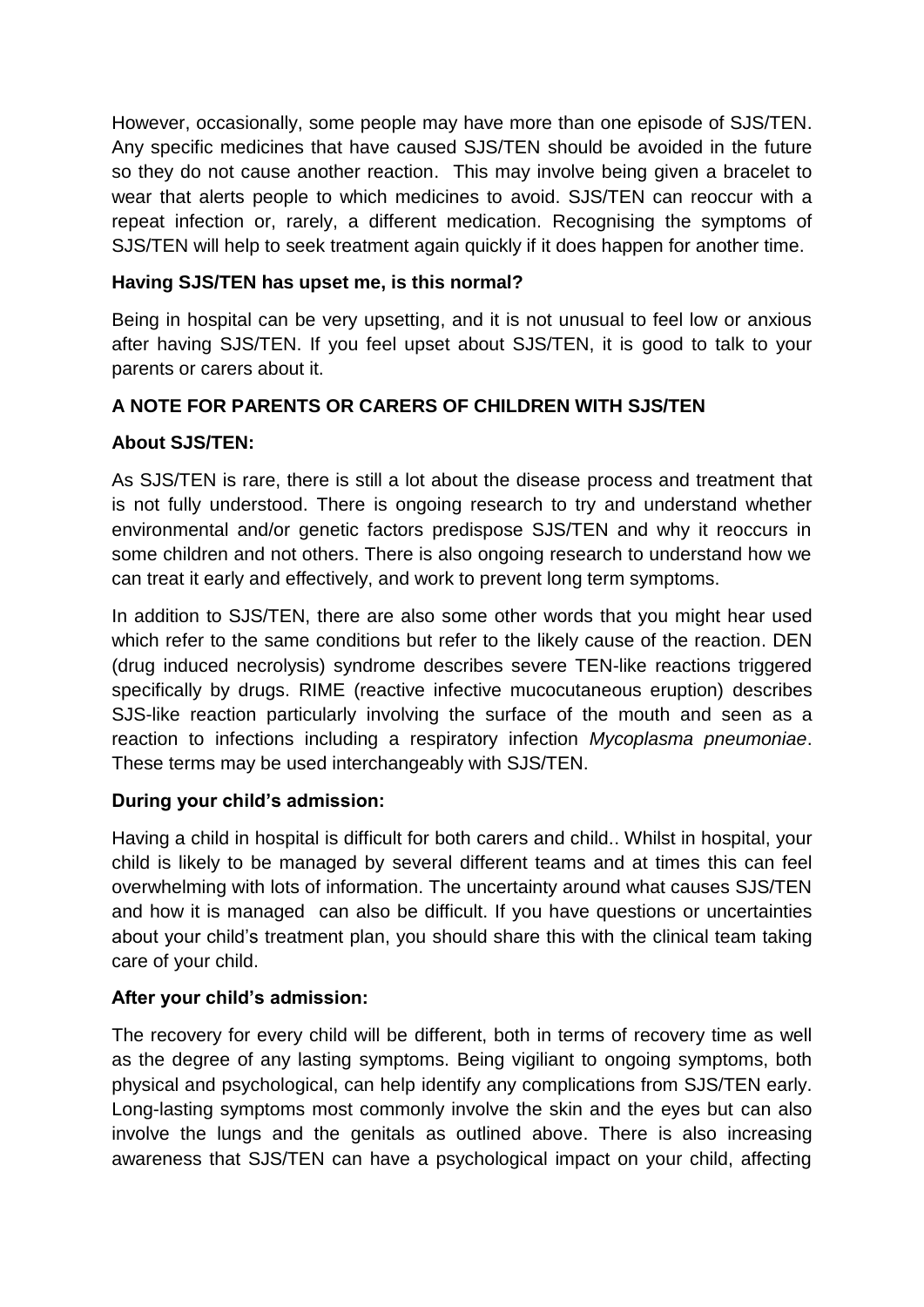However, occasionally, some people may have more than one episode of SJS/TEN. Any specific medicines that have caused SJS/TEN should be avoided in the future so they do not cause another reaction. This may involve being given a bracelet to wear that alerts people to which medicines to avoid. SJS/TEN can reoccur with a repeat infection or, rarely, a different medication. Recognising the symptoms of SJS/TEN will help to seek treatment again quickly if it does happen for another time.

**Having SJS/TEN has upset me, is this normal?**

Being in hospital can be very upsetting, and it is not unusual to feel low or anxious after having SJS/TEN. If you feel upset about SJS/TEN, it is good to talk to your parents or carers about it.

## A NOTE FOR PARENTS OR CARERS OF CHILDREN WITH SJS/TEN

**About SJS/TEN:**

As SJS/TEN is rare, there is still a lot about the disease process and treatment that is not fully understood. There is ongoing research to try and understand whether environmental and/or genetic factors predispose SJS/TEN and why it reoccurs in some children and not others. There is also ongoing research to understand how we can treat it early and effectively, and work to prevent long term symptoms.

In addition to SJS/TEN, there are also some other words that you might hear used which refer to the same conditions but refer to the likely cause of the reaction. DEN (drug induced necrolysis) syndrome describes severe TEN-like reactions triggered specifically by drugs. RIME (reactive infective mucocutaneous eruption) describes SJS-like reaction particularly involving the surface of the mouth and seen as a reaction to infections including a respiratory infection *Mycoplasma pneumoniae*. These terms may be used interchangeably with SJS/TEN.

**During your child's admission:**

Having a child in hospital is difficult for both carers and child.. Whilst in hospital, your child is likely to be managed by several different teams and at times this can feel overwhelming with lots of information. The uncertainty around what causes SJS/TEN and how it is managed can also be difficult. If you have questions or uncertainties about your child's treatment plan, you should share this with the clinical team taking care of your child.

**After your child's admission:**

The recovery for every child will be different, both in terms of recovery time as well as the degree of any lasting symptoms. Being vigiliant to ongoing symptoms, both physical and psychological, can help identify any complications from SJS/TEN early. Long-lasting symptoms most commonly involve the skin and the eyes but can also involve the lungs and the genitals as outlined above. There is also increasing awareness that SJS/TEN can have a psychological impact on your child, affecting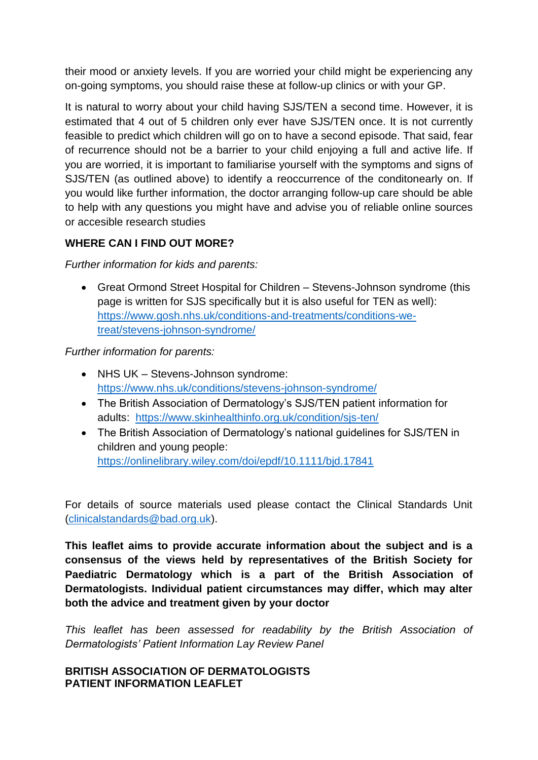their mood or anxiety levels. If you are worried your child might be experiencing any on-going symptoms, you should raise these at follow-up clinics or with your GP.

It is natural to worry about your child having SJS/TEN a second time. However, it is estimated that 4 out of 5 children only ever have SJS/TEN once. It is not currently feasible to predict which children will go on to have a second episode. That said, fear of recurrence should not be a barrier to your child enjoying a full and active life. If you are worried, it is important to familiarise yourself with the symptoms and signs of SJS/TEN (as outlined above) to identify a reoccurrence of the conditonearly on. If you would like further information, the doctor arranging follow-up care should be able to help with any questions you might have and advise you of reliable online sources or accesible research studies

**WHERE CAN I FIND OUT MORE?**

*Further information for kids and parents:*

- Great Ormond Street Hospital for Children – Stevens-Johnson syndrome (this page is written for SJS specifically but it is also useful for TEN as well): https://www.gosh.nhs.uk/conditions-and-treatments/conditions-we-treat/stevens-johnson-syndrome/

*Further information for parents:*

- NHS UK – Stevens-Johnson syndrome: https://www.nhs.uk/conditions/stevens-johnson-syndrome/
- The British Association of Dermatology's SJS/TEN patient information for adults: https://www.skinhealthinfo.org.uk/condition/sjs-ten/
- The British Association of Dermatology's national guidelines for SJS/TEN in children and young people: https://onlinelibrary.wiley.com/doi/epdf/10.1111/bjd.17841

For details of source materials used please contact the Clinical Standards Unit (clinicalstandards@bad.org.uk).

**This leaflet aims to provide accurate information about the subject and is a consensus of the views held by representatives of the British Society for Paediatric Dermatology which is a part of the British Association of Dermatologists. Individual patient circumstances may differ, which may alter both the advice and treatment given by your doctor**

*This leaflet has been assessed for readability by the British Association of Dermatologists' Patient Information Lay Review Panel*

**BRITISH ASSOCIATION OF DERMATOLOGISTS**
**PATIENT INFORMATION LEAFLET**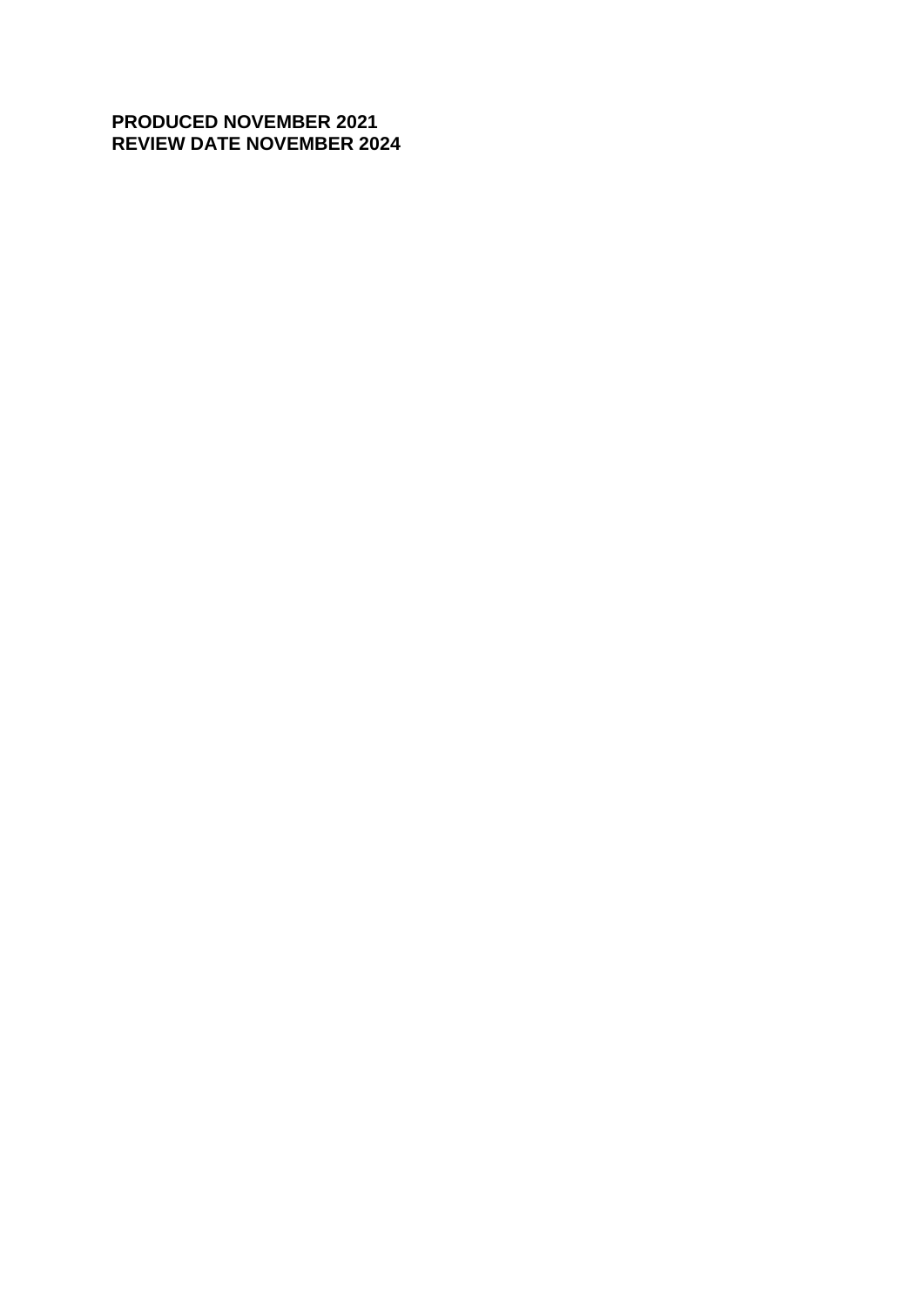**PRODUCED NOVEMBER 2021**
**REVIEW DATE NOVEMBER 2024**